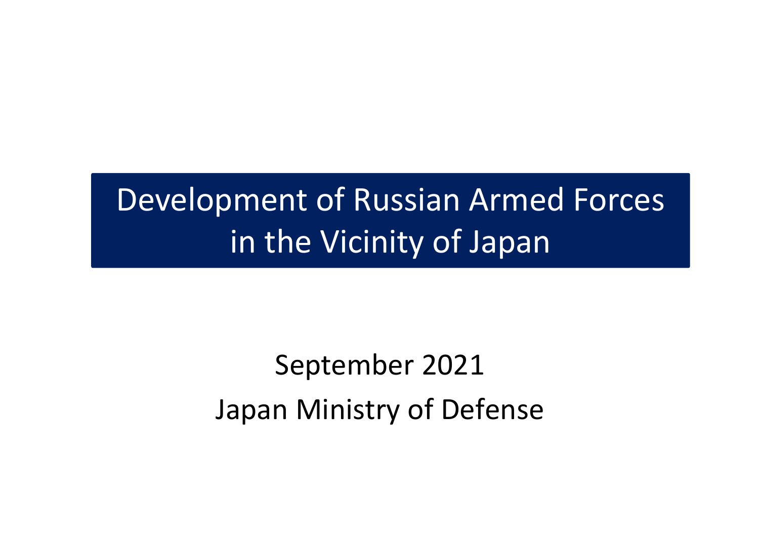# Development of Russian Armed Forces in the Vicinity of Japan

September 2021

Japan Ministry of Defense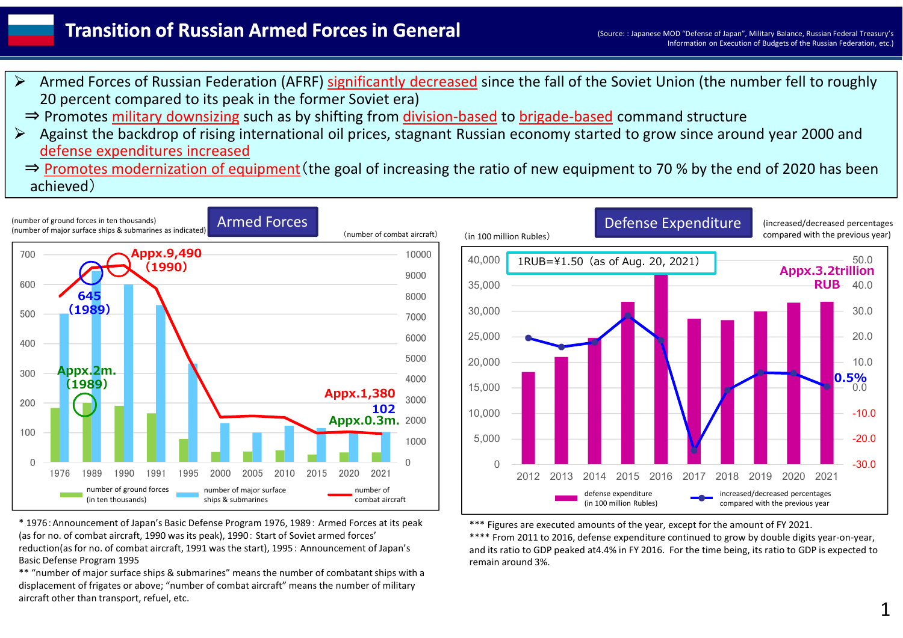# Transition of Russian Armed Forces in General

(Source: : Japanese MOD "Defense of Japan", Military Balance, Russian Federal Treasury's Information on Execution of Budgets of the Russian Federation, etc.)

- Armed Forces of Russian Federation (AFRF) significantly decreased since the fall of the Soviet Union (the number fell to roughly 20 percent compared to its peak in the former Soviet era)
  ⇒ Promotes military downsizing such as by shifting from division-based to brigade-based command structure
- Against the backdrop of rising international oil prices, stagnant Russian economy started to grow since around year 2000 and defense expenditures increased
  ⇒ Promotes modernization of equipment（the goal of increasing the ratio of new equipment to 70 % by the end of 2020 has been achieved）

## Armed Forces

(number of ground forces in ten thousands)
(number of major surface ships & submarines as indicated)
（number of combat aircraft）

Appx.9,490 (1990)
645 (1989)
Appx.2m. (1989)
Appx.1,380
102
Appx.0.3m.

Legend: number of ground forces (in ten thousands); number of major surface ships & submarines; number of combat aircraft

Years: 1976, 1989, 1990, 1991, 1995, 2000, 2005, 2010, 2015, 2020, 2021

\* 1976：Announcement of Japan's Basic Defense Program 1976, 1989：Armed Forces at its peak (as for no. of combat aircraft, 1990 was its peak), 1990：Start of Soviet armed forces' reduction(as for no. of combat aircraft, 1991 was the start), 1995：Announcement of Japan's Basic Defense Program 1995

\*\* "number of major surface ships & submarines" means the number of combatant ships with a displacement of frigates or above; "number of combat aircraft" means the number of military aircraft other than transport, refuel, etc.

## Defense Expenditure

（in 100 million Rubles）
(increased/decreased percentages compared with the previous year)

1RUB=¥1.50（as of Aug. 20, 2021）

Appx.3.2trillion RUB
0.5%

Legend: defense expenditure (in 100 million Rubles); increased/decreased percentages compared with the previous year

Years: 2012, 2013, 2014, 2015, 2016, 2017, 2018, 2019, 2020, 2021

\*\*\* Figures are executed amounts of the year, except for the amount of FY 2021.

\*\*\*\* From 2011 to 2016, defense expenditure continued to grow by double digits year-on-year, and its ratio to GDP peaked at4.4% in FY 2016. For the time being, its ratio to GDP is expected to remain around 3%.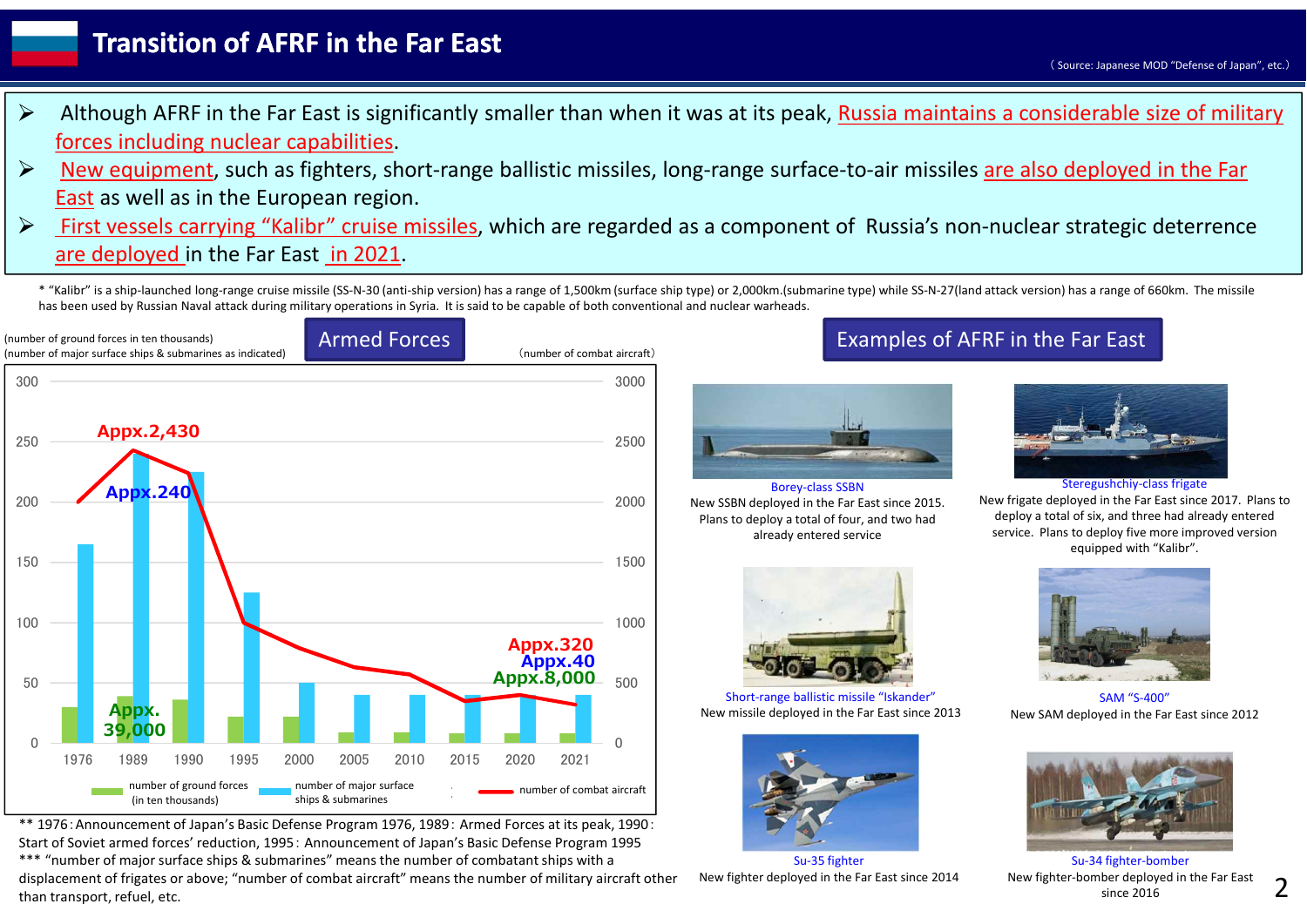# Transition of AFRF in the Far East

(Source: Japanese MOD "Defense of Japan", etc.)

- Although AFRF in the Far East is significantly smaller than when it was at its peak, Russia maintains a considerable size of military forces including nuclear capabilities.
- New equipment, such as fighters, short-range ballistic missiles, long-range surface-to-air missiles are also deployed in the Far East as well as in the European region.
- First vessels carrying "Kalibr" cruise missiles, which are regarded as a component of Russia's non-nuclear strategic deterrence are deployed in the Far East in 2021.

\* "Kalibr" is a ship-launched long-range cruise missile (SS-N-30 (anti-ship version) has a range of 1,500km (surface ship type) or 2,000km.(submarine type) while SS-N-27(land attack version) has a range of 660km. The missile has been used by Russian Naval attack during military operations in Syria. It is said to be capable of both conventional and nuclear warheads.

## Armed Forces

(number of ground forces in ten thousands)
(number of major surface ships & submarines as indicated)
(number of combat aircraft)

Appx.2,430 / Appx.240 / Appx. 39,000 (peak, 1989)

Appx.320 / Appx.40 / Appx.8,000 (2021)

Legend: number of ground forces (in ten thousands); number of major surface ships & submarines; number of combat aircraft

Years: 1976, 1989, 1990, 1995, 2000, 2005, 2010, 2015, 2020, 2021

\*\* 1976 : Announcement of Japan's Basic Defense Program 1976, 1989 : Armed Forces at its peak, 1990 : Start of Soviet armed forces' reduction, 1995 : Announcement of Japan's Basic Defense Program 1995

\*\*\* "number of major surface ships & submarines" means the number of combatant ships with a displacement of frigates or above; "number of combat aircraft" means the number of military aircraft other than transport, refuel, etc.

## Examples of AFRF in the Far East

Borey-class SSBN
New SSBN deployed in the Far East since 2015. Plans to deploy a total of four, and two had already entered service

Steregushchiy-class frigate
New frigate deployed in the Far East since 2017. Plans to deploy a total of six, and three had already entered service. Plans to deploy five more improved version equipped with "Kalibr".

Short-range ballistic missile "Iskander"
New missile deployed in the Far East since 2013

SAM "S-400"
New SAM deployed in the Far East since 2012

Su-35 fighter
New fighter deployed in the Far East since 2014

Su-34 fighter-bomber
New fighter-bomber deployed in the Far East since 2016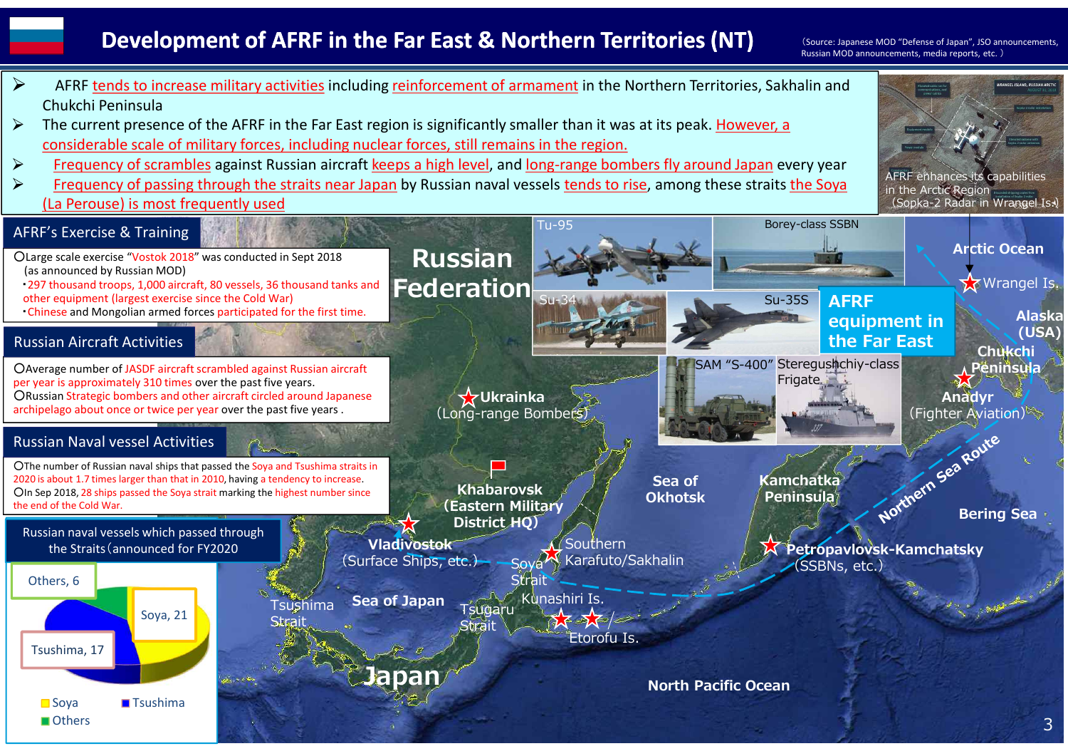# Development of AFRF in the Far East & Northern Territories (NT)

（Source: Japanese MOD "Defense of Japan", JSO announcements, Russian MOD announcements, media reports, etc. ）

- AFRF tends to increase military activities including reinforcement of armament in the Northern Territories, Sakhalin and Chukchi Peninsula
- The current presence of the AFRF in the Far East region is significantly smaller than it was at its peak. However, a considerable scale of military forces, including nuclear forces, still remains in the region.
- Frequency of scrambles against Russian aircraft keeps a high level, and long-range bombers fly around Japan every year
- Frequency of passing through the straits near Japan by Russian naval vessels tends to rise, among these straits the Soya (La Perouse) is most frequently used

AFRF enhances its capabilities in the Arctic Region (Sopka-2 Radar in Wrangel Is.)

## AFRF's Exercise & Training

〇Large scale exercise "Vostok 2018" was conducted in Sept 2018 (as announced by Russian MOD)

- 297 thousand troops, 1,000 aircraft, 80 vessels, 36 thousand tanks and other equipment (largest exercise since the Cold War)
- Chinese and Mongolian armed forces participated for the first time.

## Russian Aircraft Activities

〇Average number of JASDF aircraft scrambled against Russian aircraft per year is approximately 310 times over the past five years.

〇Russian Strategic bombers and other aircraft circled around Japanese archipelago about once or twice per year over the past five years .

## Russian Naval vessel Activities

〇The number of Russian naval ships that passed the Soya and Tsushima straits in 2020 is about 1.7 times larger than that in 2010, having a tendency to increase.

〇In Sep 2018, 28 ships passed the Soya strait marking the highest number since the end of the Cold War.

### Russian naval vessels which passed through the Straits（announced for FY2020

| Strait | Number |
|---|---|
| Soya | 21 |
| Tsushima | 17 |
| Others | 6 |

## AFRF equipment in the Far East

Tu-95, Borey-class SSBN, Su-34, Su-35S, SAM "S-400", Steregushchiy-class Frigate

Russian Federation; Arctic Ocean; Wrangel Is.; Alaska (USA); Chukchi Peninsula; Anadyr (Fighter Aviation); Ukrainka (Long-range Bombers); Khabarovsk (Eastern Military District HQ); Vladivostok (Surface Ships, etc.); Sea of Okhotsk; Kamchatka Peninsula; Northern Sea Route; Bering Sea; Petropavlovsk-Kamchatsky (SSBNs, etc.); Southern Karafuto/Sakhalin; Soya Strait; Kunashiri Is.; Etorofu Is.; Tsushima Strait; Sea of Japan; Tsugaru Strait; Japan; North Pacific Ocean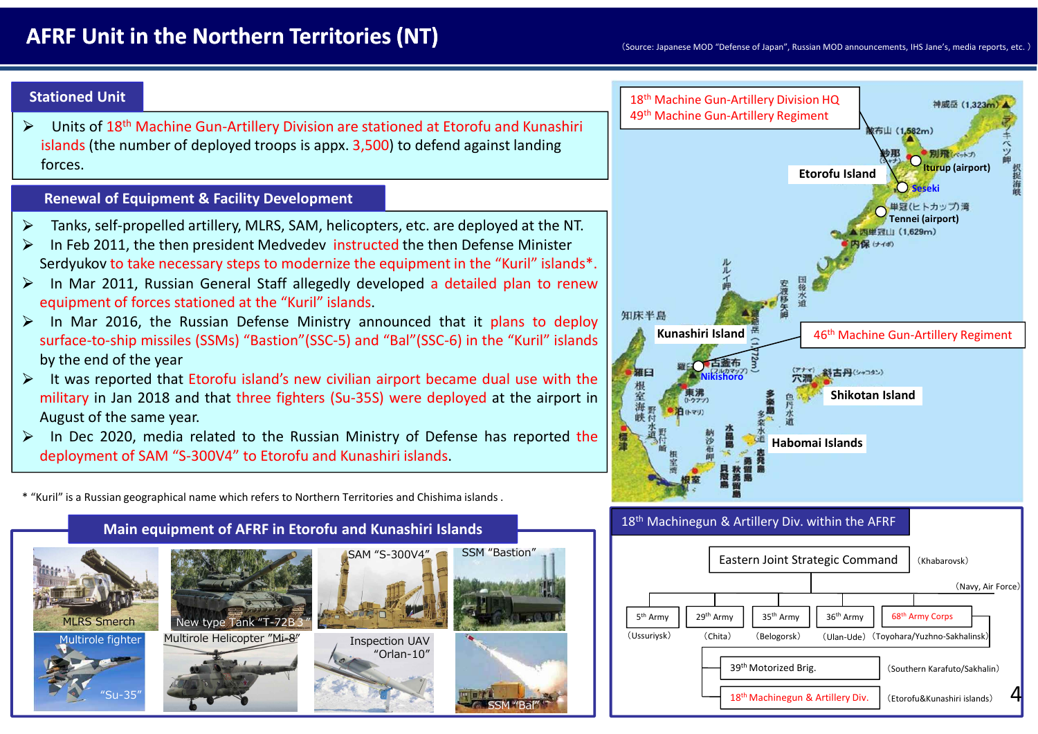# AFRF Unit in the Northern Territories (NT)

(Source: Japanese MOD "Defense of Japan", Russian MOD announcements, IHS Jane's, media reports, etc. )

## Stationed Unit

- Units of 18th Machine Gun-Artillery Division are stationed at Etorofu and Kunashiri islands (the number of deployed troops is appx. 3,500) to defend against landing forces.

## Renewal of Equipment & Facility Development

- Tanks, self-propelled artillery, MLRS, SAM, helicopters, etc. are deployed at the NT.
- In Feb 2011, the then president Medvedev instructed the then Defense Minister Serdyukov to take necessary steps to modernize the equipment in the "Kuril" islands*.
- In Mar 2011, Russian General Staff allegedly developed a detailed plan to renew equipment of forces stationed at the "Kuril" islands.
- In Mar 2016, the Russian Defense Ministry announced that it plans to deploy surface-to-ship missiles (SSMs) "Bastion"(SSC-5) and "Bal"(SSC-6) in the "Kuril" islands by the end of the year
- It was reported that Etorofu island's new civilian airport became dual use with the military in Jan 2018 and that three fighters (Su-35S) were deployed at the airport in August of the same year.
- In Dec 2020, media related to the Russian Ministry of Defense has reported the deployment of SAM "S-300V4" to Etorofu and Kunashiri islands.

\* "Kuril" is a Russian geographical name which refers to Northern Territories and Chishima islands .

**Etorofu Island:** 18th Machine Gun-Artillery Division HQ; 49th Machine Gun-Artillery Regiment (Iturup (airport), Seseki, Tennei (airport))

**Kunashiri Island:** 46th Machine Gun-Artillery Regiment (Nikishoro)

Shikotan Island; Habomai Islands

## Main equipment of AFRF in Etorofu and Kunashiri Islands

- MLRS Smerch
- New type Tank "T-72B3"
- SAM "S-300V4"
- SSM "Bastion"
- Multirole fighter "Su-35"
- Multirole Helicopter "Mi-8"
- Inspection UAV "Orlan-10"
- SSM "Bal"

## 18th Machinegun & Artillery Div. within the AFRF

- Eastern Joint Strategic Command (Khabarovsk) (Navy, Air Force)
  - 5th Army (Ussuriysk)
  - 29th Army (Chita)
  - 35th Army (Belogorsk)
  - 36th Army (Ulan-Ude)
  - 68th Army Corps (Toyohara/Yuzhno-Sakhalinsk)
    - 39th Motorized Brig. (Southern Karafuto/Sakhalin)
    - 18th Machinegun & Artillery Div. (Etorofu&Kunashiri islands)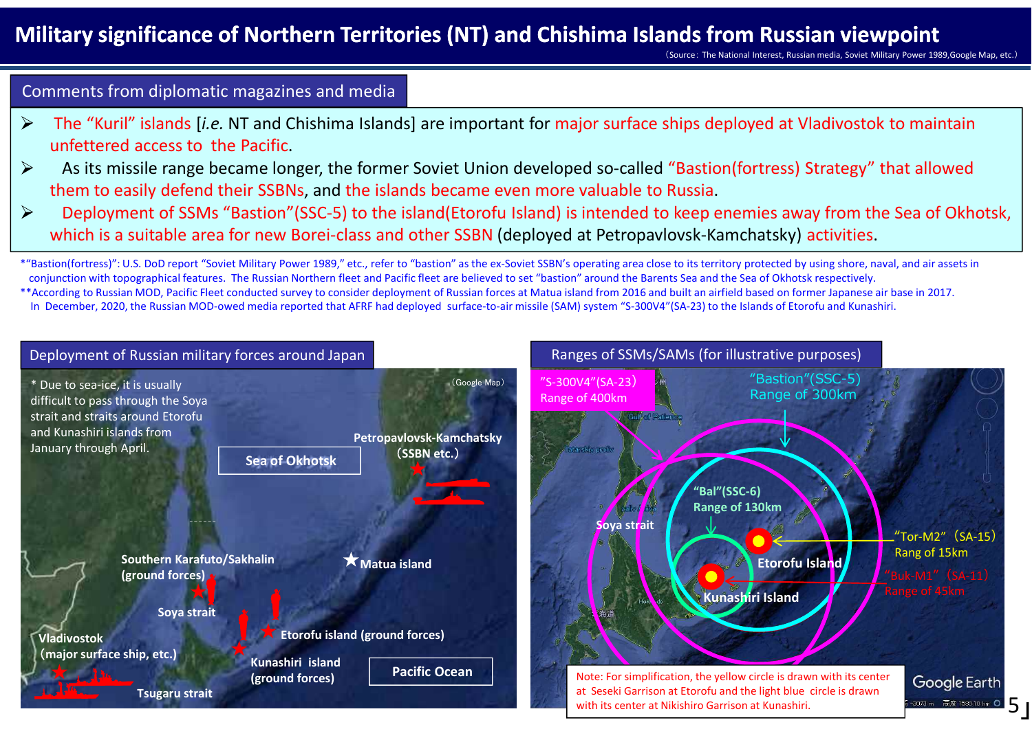# Military significance of Northern Territories (NT) and Chishima Islands from Russian viewpoint

（Source：The National Interest, Russian media, Soviet Military Power 1989,Google Map, etc.）

## Comments from diplomatic magazines and media

- The “Kuril” islands [*i.e.* NT and Chishima Islands] are important for major surface ships deployed at Vladivostok to maintain unfettered access to the Pacific.
- As its missile range became longer, the former Soviet Union developed so-called “Bastion(fortress) Strategy” that allowed them to easily defend their SSBNs, and the islands became even more valuable to Russia.
- Deployment of SSMs “Bastion”(SSC-5) to the island(Etorofu Island) is intended to keep enemies away from the Sea of Okhotsk, which is a suitable area for new Borei-class and other SSBN (deployed at Petropavlovsk-Kamchatsky) activities.

*“Bastion(fortress)”: U.S. DoD report “Soviet Military Power 1989,” etc., refer to “bastion” as the ex-Soviet SSBN’s operating area close to its territory protected by using shore, naval, and air assets in conjunction with topographical features. The Russian Northern fleet and Pacific fleet are believed to set “bastion” around the Barents Sea and the Sea of Okhotsk respectively.

**According to Russian MOD, Pacific Fleet conducted survey to consider deployment of Russian forces at Matua island from 2016 and built an airfield based on former Japanese air base in 2017. In December, 2020, the Russian MOD-owed media reported that AFRF had deployed surface-to-air missile (SAM) system “S-300V4”(SA-23) to the Islands of Etorofu and Kunashiri.

## Deployment of Russian military forces around Japan

（Google Map）

* Due to sea-ice, it is usually difficult to pass through the Soya strait and straits around Etorofu and Kunashiri islands from January through April.

Sea of Okhotsk

Petropavlovsk-Kamchatsky (SSBN etc.)

Southern Karafuto/Sakhalin (ground forces)

Matua island

Soya strait

Etorofu island (ground forces)

Vladivostok (major surface ship, etc.)

Kunashiri island (ground forces)

Pacific Ocean

Tsugaru strait

## Ranges of SSMs/SAMs (for illustrative purposes)

“S-300V4”(SA-23) Range of 400km

“Bastion”(SSC-5) Range of 300km

“Bal”(SSC-6) Range of 130km

Soya strait

“Tor-M2”（SA-15） Rang of 15km

Etorofu Island

“Buk-M1”（SA-11） Range of 45km

Kunashiri Island

Note: For simplification, the yellow circle is drawn with its center at Seseki Garrison at Etorofu and the light blue circle is drawn with its center at Nikishiro Garrison at Kunashiri.